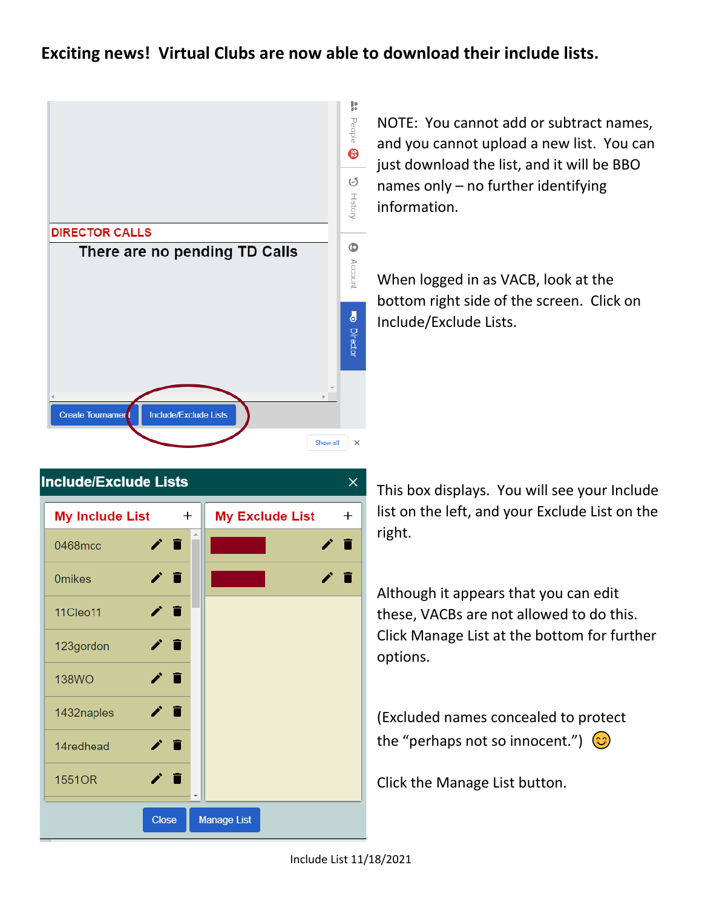**Exciting news! Virtual Clubs are now able to download their include lists.**

NOTE: You cannot add or subtract names, and you cannot upload a new list. You can just download the list, and it will be BBO names only – no further identifying information.

When logged in as VACB, look at the bottom right side of the screen. Click on Include/Exclude Lists.

This box displays. You will see your Include list on the left, and your Exclude List on the right.

Although it appears that you can edit these, VACBs are not allowed to do this. Click Manage List at the bottom for further options.

(Excluded names concealed to protect the "perhaps not so innocent.") 😊

Click the Manage List button.

Include List 11/18/2021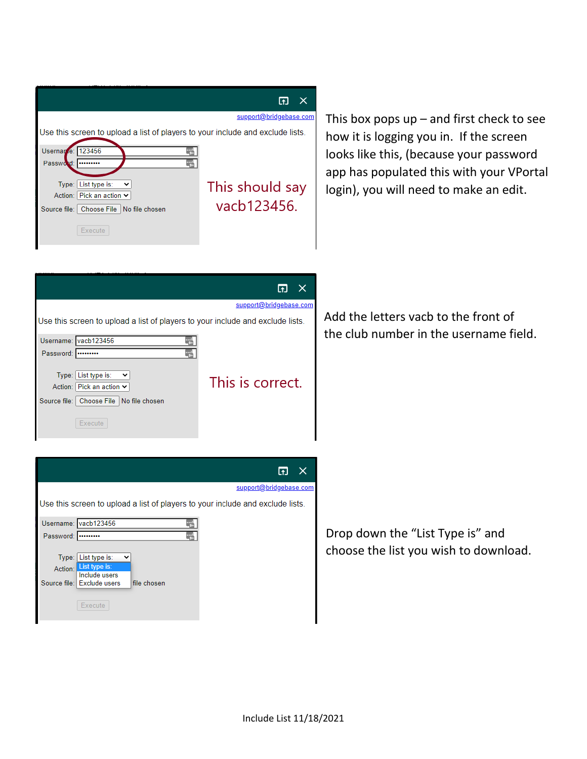Use this screen to upload a list of players to your include and exclude lists.

Username: 123456
Password: •••••••••

Type: List type is:
Action: Pick an action
Source file: Choose File No file chosen

Execute

This should say vacb123456.

This box pops up – and first check to see how it is logging you in. If the screen looks like this, (because your password app has populated this with your VPortal login), you will need to make an edit.

Use this screen to upload a list of players to your include and exclude lists.

Username: vacb123456
Password: •••••••••

Type: List type is:
Action: Pick an action
Source file: Choose File No file chosen

Execute

This is correct.

Add the letters vacb to the front of the club number in the username field.

Use this screen to upload a list of players to your include and exclude lists.

Username: vacb123456
Password: •••••••••

Type: List type is:
- List type is:
- Include users
- Exclude users

Action:
Source file: file chosen

Execute

Drop down the "List Type is" and choose the list you wish to download.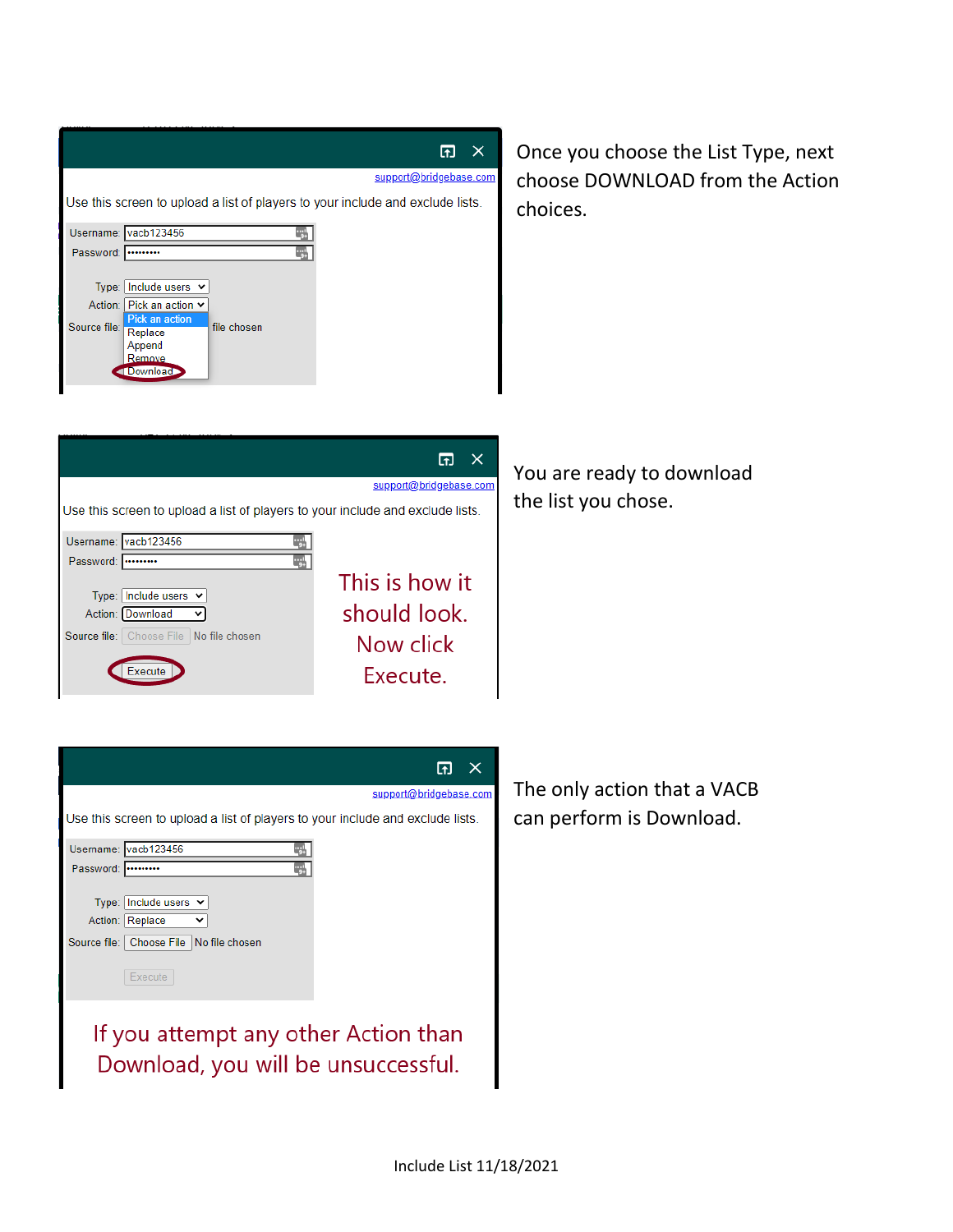Once you choose the List Type, next choose DOWNLOAD from the Action choices.

support@bridgebase.com

Use this screen to upload a list of players to your include and exclude lists.

Username: vacb123456
Password: •••••••••

Type: Include users
Action: Pick an action
Source file: ... file chosen

- Pick an action
- Replace
- Append
- Remove
- Download

You are ready to download the list you chose.

support@bridgebase.com

Use this screen to upload a list of players to your include and exclude lists.

Username: vacb123456
Password: •••••••••

Type: Include users
Action: Download
Source file: Choose File No file chosen

Execute

This is how it should look. Now click Execute.

The only action that a VACB can perform is Download.

support@bridgebase.com

Use this screen to upload a list of players to your include and exclude lists.

Username: vacb123456
Password: •••••••••

Type: Include users
Action: Replace
Source file: Choose File No file chosen

Execute

If you attempt any other Action than Download, you will be unsuccessful.

Include List 11/18/2021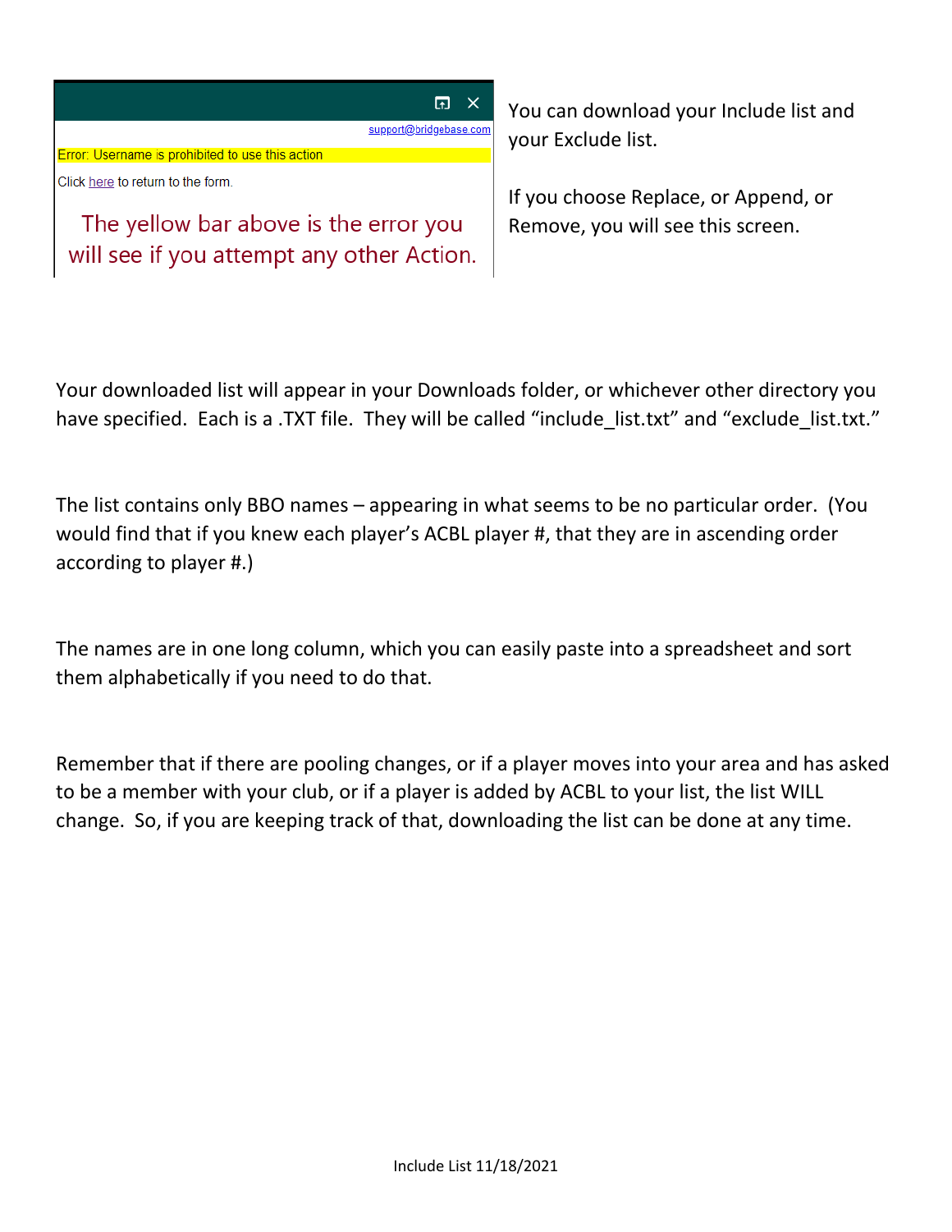support@bridgebase.com

Error: Username is prohibited to use this action

Click here to return to the form.

The yellow bar above is the error you will see if you attempt any other Action.

You can download your Include list and your Exclude list.

If you choose Replace, or Append, or Remove, you will see this screen.

Your downloaded list will appear in your Downloads folder, or whichever other directory you have specified. Each is a .TXT file. They will be called “include_list.txt” and “exclude_list.txt.”

The list contains only BBO names – appearing in what seems to be no particular order. (You would find that if you knew each player’s ACBL player #, that they are in ascending order according to player #.)

The names are in one long column, which you can easily paste into a spreadsheet and sort them alphabetically if you need to do that.

Remember that if there are pooling changes, or if a player moves into your area and has asked to be a member with your club, or if a player is added by ACBL to your list, the list WILL change. So, if you are keeping track of that, downloading the list can be done at any time.